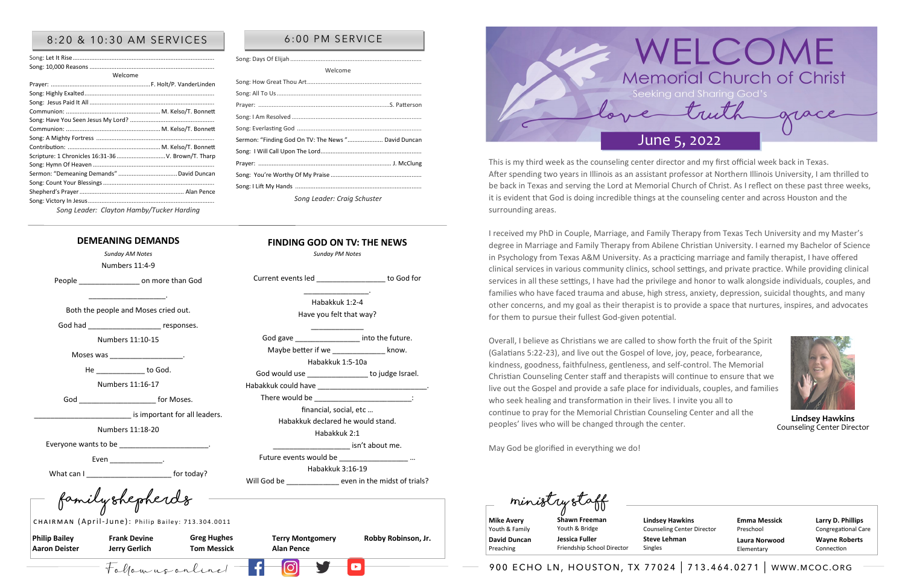## 8:20 & 10:30 AM SERVICES

Song: Let It Rise
Song: 10,000 Reasons
Welcome
Prayer: F. Holt/P. VanderLinden
Song: Highly Exalted
Song: Jesus Paid It All
Communion: M. Kelso/T. Bonnett
Song: Have You Seen Jesus My Lord?
Communion: M. Kelso/T. Bonnett
Song: A Mighty Fortress
Contribution: M. Kelso/T. Bonnett
Scripture: 1 Chronicles 16:31-36 V. Brown/T. Tharp
Song: Hymn Of Heaven
Sermon: "Demeaning Demands" David Duncan
Song: Count Your Blessings
Shepherd's Prayer Alan Pence
Song: Victory In Jesus

*Song Leader: Clayton Hamby/Tucker Harding*

## 6:00 PM SERVICE

Song: Days Of Elijah
Welcome
Song: How Great Thou Art
Song: All To Us
Prayer: S. Patterson
Song: I Am Resolved
Song: Everlasting God
Sermon: "Finding God On TV: The News" David Duncan
Song: I Will Call Upon The Lord
Prayer: J. McClung
Song: You're Worthy Of My Praise
Song: I Lift My Hands

*Song Leader: Craig Schuster*

## DEMEANING DEMANDS

*Sunday AM Notes*

Numbers 11:4-9

People ______________ on more than God

__________________.

Both the people and Moses cried out.

God had _________________ responses.

Numbers 11:10-15

Moses was ________________.

He ___________ to God.

Numbers 11:16-17

God ____________________ for Moses.

______________________ is important for all leaders.

Numbers 11:18-20

Everyone wants to be _____________________.

Even ____________.

What can I ____________________ for today?

## FINDING GOD ON TV: THE NEWS

*Sunday PM Notes*

Current events led ________________ to God for

________________.

Habakkuk 1:2-4

Have you felt that way?

____________

God gave _______________ into the future.

Maybe better if we ____________ know.

Habakkuk 1:5-10a

God would use ______________ to judge Israel.

Habakkuk could have _________________________.

There would be ______________________:

financial, social, etc …

Habakkuk declared he would stand.

Habakkuk 2:1

__________________ isn't about me.

Future events would be ________________ …

Habakkuk 3:16-19

Will God be ____________ even in the midst of trials?

## family shepherds

CHAIRMAN (April-June): Philip Bailey: 713.304.0011

| | | | | |
|---|---|---|---|---|
| **Philip Bailey** | **Frank Devine** | **Greg Hughes** | **Terry Montgomery** | **Robby Robinson, Jr.** |
| **Aaron Deister** | **Jerry Gerlich** | **Tom Messick** | **Alan Pence** | |

Follow us online!

# WELCOME

## Memorial Church of Christ

Seeking and Sharing God's love truth grace

**June 5, 2022**

This is my third week as the counseling center director and my first official week back in Texas. After spending two years in Illinois as an assistant professor at Northern Illinois University, I am thrilled to be back in Texas and serving the Lord at Memorial Church of Christ. As I reflect on these past three weeks, it is evident that God is doing incredible things at the counseling center and across Houston and the surrounding areas.

I received my PhD in Couple, Marriage, and Family Therapy from Texas Tech University and my Master's degree in Marriage and Family Therapy from Abilene Christian University. I earned my Bachelor of Science in Psychology from Texas A&M University. As a practicing marriage and family therapist, I have offered clinical services in various community clinics, school settings, and private practice. While providing clinical services in all these settings, I have had the privilege and honor to walk alongside individuals, couples, and families who have faced trauma and abuse, high stress, anxiety, depression, suicidal thoughts, and many other concerns, and my goal as their therapist is to provide a space that nurtures, inspires, and advocates for them to pursue their fullest God-given potential.

Overall, I believe as Christians we are called to show forth the fruit of the Spirit (Galatians 5:22-23), and live out the Gospel of love, joy, peace, forbearance, kindness, goodness, faithfulness, gentleness, and self-control. The Memorial Christian Counseling Center staff and therapists will continue to ensure that we live out the Gospel and provide a safe place for individuals, couples, and families who seek healing and transformation in their lives. I invite you all to continue to pray for the Memorial Christian Counseling Center and all the peoples' lives who will be changed through the center.

May God be glorified in everything we do!

**Lindsey Hawkins**
Counseling Center Director

## ministry staff

| | | | | |
|---|---|---|---|---|
| **Mike Avery** Youth & Family | **Shawn Freeman** Youth & Bridge | **Lindsey Hawkins** Counseling Center Director | **Emma Messick** Preschool | **Larry D. Phillips** Congregational Care |
| **David Duncan** Preaching | **Jessica Fuller** Friendship School Director | **Steve Lehman** Singles | **Laura Norwood** Elementary | **Wayne Roberts** Connection |

900 ECHO LN, HOUSTON, TX 77024 | 713.464.0271 | WWW.MCOC.ORG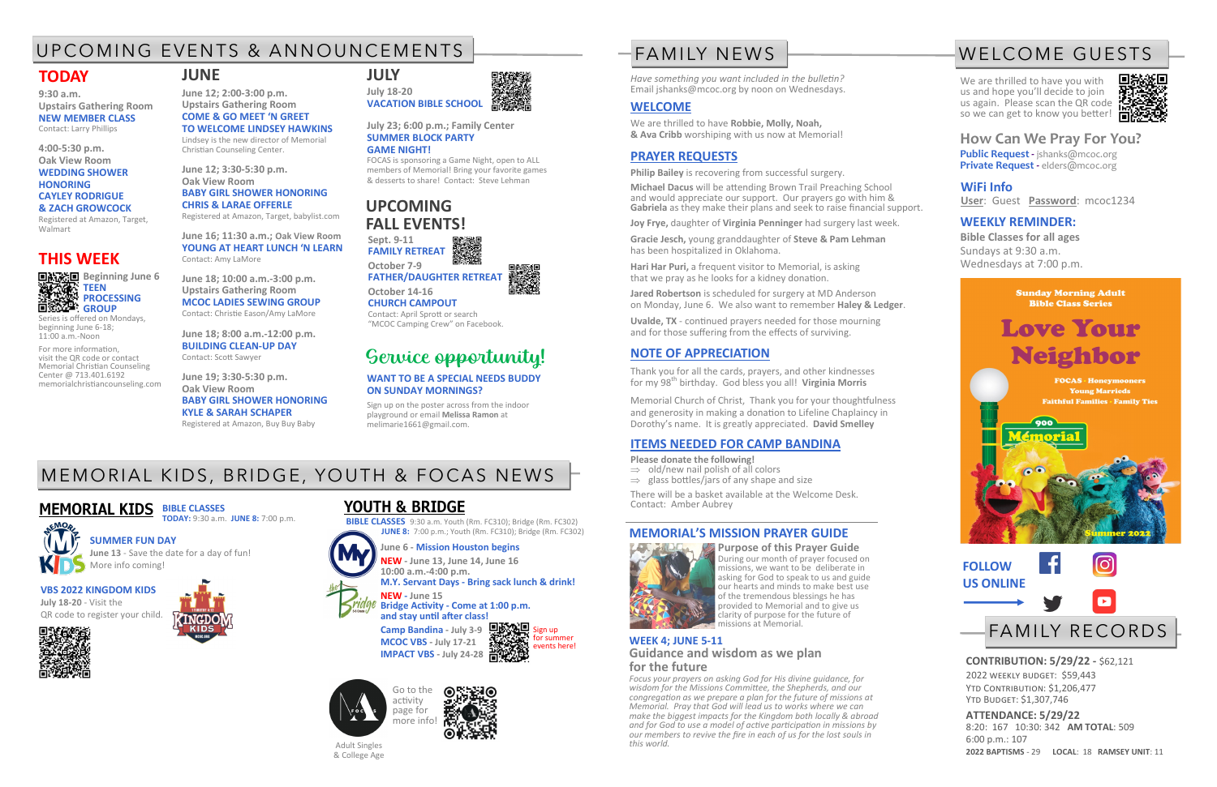# UPCOMING EVENTS & ANNOUNCEMENTS

## TODAY

**9:30 a.m.**
**Upstairs Gathering Room**
**NEW MEMBER CLASS**
Contact: Larry Phillips

**4:00-5:30 p.m.**
**Oak View Room**
**WEDDING SHOWER HONORING CAYLEY RODRIGUE & ZACH GROWCOCK**
Registered at Amazon, Target, Walmart

## THIS WEEK

**Beginning June 6**
**TEEN PROCESSING GROUP**
Series is offered on Mondays, beginning June 6-18; 11:00 a.m.-Noon

For more information, visit the QR code or contact Memorial Christian Counseling Center @ 713.401.6192 memorialchristiancounseling.com

## JUNE

**June 12; 2:00-3:00 p.m.**
**Upstairs Gathering Room**
**COME & GO MEET 'N GREET TO WELCOME LINDSEY HAWKINS**
Lindsey is the new director of Memorial Christian Counseling Center.

**June 12; 3:30-5:30 p.m.**
Oak View Room
**BABY GIRL SHOWER HONORING CHRIS & LARAE OFFERLE**
Registered at Amazon, Target, babylist.com

**June 16; 11:30 a.m.; Oak View Room**
**YOUNG AT HEART LUNCH 'N LEARN**
Contact: Amy LaMore

**June 18; 10:00 a.m.-3:00 p.m.**
**Upstairs Gathering Room**
**MCOC LADIES SEWING GROUP**
Contact: Christie Eason/Amy LaMore

**June 18; 8:00 a.m.-12:00 p.m.**
**BUILDING CLEAN-UP DAY**
Contact: Scott Sawyer

**June 19; 3:30-5:30 p.m.**
Oak View Room
**BABY GIRL SHOWER HONORING KYLE & SARAH SCHAPER**
Registered at Amazon, Buy Buy Baby

## JULY

**July 18-20**
**VACATION BIBLE SCHOOL**

**July 23; 6:00 p.m.; Family Center**
**SUMMER BLOCK PARTY GAME NIGHT!**
FOCAS is sponsoring a Game Night, open to ALL members of Memorial! Bring your favorite games & desserts to share! Contact: Steve Lehman

## UPCOMING FALL EVENTS!

**Sept. 9-11**
**FAMILY RETREAT**

**October 7-9**
**FATHER/DAUGHTER RETREAT**

**October 14-16**
**CHURCH CAMPOUT**
Contact: April Sprott or search "MCOC Camping Crew" on Facebook.

## Service opportunity!

**WANT TO BE A SPECIAL NEEDS BUDDY ON SUNDAY MORNINGS?**
Sign up on the poster across from the indoor playground or email **Melissa Ramon** at melimarie1661@gmail.com.

# MEMORIAL KIDS, BRIDGE, YOUTH & FOCAS NEWS

## MEMORIAL KIDS

**BIBLE CLASSES**
**TODAY:** 9:30 a.m. **JUNE 8:** 7:00 p.m.

**SUMMER FUN DAY**
**June 13** - Save the date for a day of fun! More info coming!

**VBS 2022 KINGDOM KIDS**
**July 18-20** - Visit the QR code to register your child.

## YOUTH & BRIDGE

**BIBLE CLASSES** 9:30 a.m. Youth (Rm. FC310); Bridge (Rm. FC302)
**JUNE 8:** 7:00 p.m.; Youth (Rm. FC310); Bridge (Rm. FC302)

June 6 - **Mission Houston begins**

**NEW - June 13, June 14, June 16**
**10:00 a.m.-4:00 p.m.**
**M.Y. Servant Days - Bring sack lunch & drink!**

**NEW - June 15**
**Bridge Activity - Come at 1:00 p.m. and stay until after class!**

**Camp Bandina - July 3-9**
**MCOC VBS - July 17-21**
**IMPACT VBS - July 24-28**

Sign up for summer events here!

Go to the activity page for more info!

Adult Singles & College Age

# FAMILY NEWS

*Have something you want included in the bulletin?* Email jshanks@mcoc.org by noon on Wednesdays.

## WELCOME

We are thrilled to have **Robbie, Molly, Noah, & Ava Cribb** worshiping with us now at Memorial!

## PRAYER REQUESTS

**Philip Bailey** is recovering from successful surgery.

**Michael Dacus** will be attending Brown Trail Preaching School and would appreciate our support. Our prayers go with him & **Gabriela** as they make their plans and seek to raise financial support.

**Joy Frye,** daughter of **Virginia Penninger** had surgery last week.

**Gracie Jesch,** young granddaughter of **Steve & Pam Lehman** has been hospitalized in Oklahoma.

**Hari Har Puri,** a frequent visitor to Memorial, is asking that we pray as he looks for a kidney donation.

**Jared Robertson** is scheduled for surgery at MD Anderson on Monday, June 6. We also want to remember **Haley & Ledger**.

**Uvalde, TX** - continued prayers needed for those mourning and for those suffering from the effects of surviving.

## NOTE OF APPRECIATION

Thank you for all the cards, prayers, and other kindnesses for my 98th birthday. God bless you all! **Virginia Morris**

Memorial Church of Christ, Thank you for your thoughtfulness and generosity in making a donation to Lifeline Chaplaincy in Dorothy's name. It is greatly appreciated. **David Smelley**

## ITEMS NEEDED FOR CAMP BANDINA

**Please donate the following!**

- ⇒ old/new nail polish of all colors
- ⇒ glass bottles/jars of any shape and size

There will be a basket available at the Welcome Desk. Contact: Amber Aubrey

## MEMORIAL'S MISSION PRAYER GUIDE

**Purpose of this Prayer Guide**
During our month of prayer focused on missions, we want to be deliberate in asking for God to speak to us and guide our hearts and minds to make best use of the tremendous blessings he has provided to Memorial and to give us clarity of purpose for the future of missions at Memorial.

**WEEK 4; JUNE 5-11**
**Guidance and wisdom as we plan for the future**

*Focus your prayers on asking God for His divine guidance, for wisdom for the Missions Committee, the Shepherds, and our congregation as we prepare a plan for the future of missions at Memorial. Pray that God will lead us to works where we can make the biggest impacts for the Kingdom both locally & abroad and for God to use a model of active participation in missions by our members to revive the fire in each of us for the lost souls in this world.*

# WELCOME GUESTS

We are thrilled to have you with us and hope you'll decide to join us again. Please scan the QR code so we can get to know you better!

## How Can We Pray For You?

**Public Request -** jshanks@mcoc.org
**Private Request -** elders@mcoc.org

## WiFi Info

**User**: Guest **Password**: mcoc1234

## WEEKLY REMINDER:

**Bible Classes for all ages**
Sundays at 9:30 a.m.
Wednesdays at 7:00 p.m.

Sunday Morning Adult Bible Class Series
Love Your Neighbor
FOCAS - Honeymooners
Young Marrieds
Faithful Families - Family Ties
900 Memorial
Summer 2022

**FOLLOW US ONLINE**

# FAMILY RECORDS

**CONTRIBUTION: 5/29/22 -** $62,121
2022 WEEKLY BUDGET: $59,443
YTD CONTRIBUTION: $1,206,477
YTD BUDGET: $1,307,746

**ATTENDANCE: 5/29/22**
8:20: 167 10:30: 342 **AM TOTAL**: 509
6:00 p.m.: 107

**2022 BAPTISMS** - 29 **LOCAL**: 18 **RAMSEY UNIT**: 11